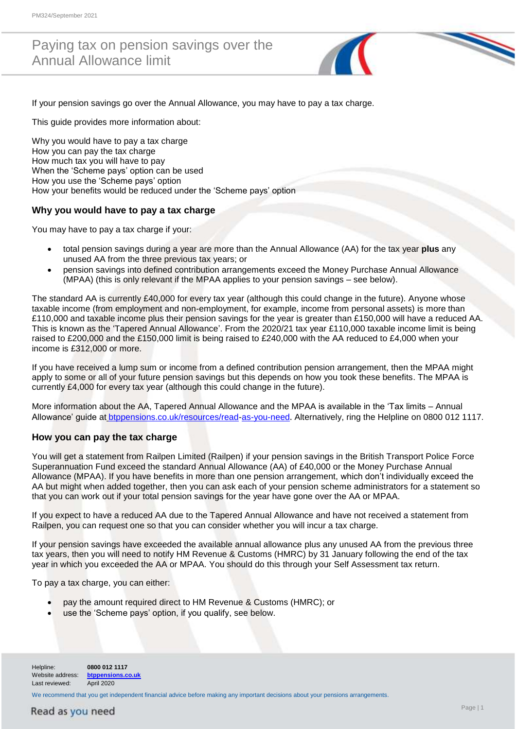# Paying tax on pension savings over the Annual Allowance limit

If your pension savings go over the Annual Allowance, you may have to pay a tax charge.

This guide provides more information about:

Why you would have to pay a tax charge
How you can pay the tax charge
How much tax you will have to pay
When the 'Scheme pays' option can be used
How you use the 'Scheme pays' option
How your benefits would be reduced under the 'Scheme pays' option

## Why you would have to pay a tax charge

You may have to pay a tax charge if your:

- total pension savings during a year are more than the Annual Allowance (AA) for the tax year **plus** any unused AA from the three previous tax years; or
- pension savings into defined contribution arrangements exceed the Money Purchase Annual Allowance (MPAA) (this is only relevant if the MPAA applies to your pension savings – see below).

The standard AA is currently £40,000 for every tax year (although this could change in the future). Anyone whose taxable income (from employment and non-employment, for example, income from personal assets) is more than £110,000 and taxable income plus their pension savings for the year is greater than £150,000 will have a reduced AA. This is known as the 'Tapered Annual Allowance'. From the 2020/21 tax year £110,000 taxable income limit is being raised to £200,000 and the £150,000 limit is being raised to £240,000 with the AA reduced to £4,000 when your income is £312,000 or more.

If you have received a lump sum or income from a defined contribution pension arrangement, then the MPAA might apply to some or all of your future pension savings but this depends on how you took these benefits. The MPAA is currently £4,000 for every tax year (although this could change in the future).

More information about the AA, Tapered Annual Allowance and the MPAA is available in the 'Tax limits – Annual Allowance' guide at btppensions.co.uk/resources/read-as-you-need. Alternatively, ring the Helpline on 0800 012 1117.

## How you can pay the tax charge

You will get a statement from Railpen Limited (Railpen) if your pension savings in the British Transport Police Force Superannuation Fund exceed the standard Annual Allowance (AA) of £40,000 or the Money Purchase Annual Allowance (MPAA). If you have benefits in more than one pension arrangement, which don't individually exceed the AA but might when added together, then you can ask each of your pension scheme administrators for a statement so that you can work out if your total pension savings for the year have gone over the AA or MPAA.

If you expect to have a reduced AA due to the Tapered Annual Allowance and have not received a statement from Railpen, you can request one so that you can consider whether you will incur a tax charge.

If your pension savings have exceeded the available annual allowance plus any unused AA from the previous three tax years, then you will need to notify HM Revenue & Customs (HMRC) by 31 January following the end of the tax year in which you exceeded the AA or MPAA. You should do this through your Self Assessment tax return.

To pay a tax charge, you can either:

- pay the amount required direct to HM Revenue & Customs (HMRC); or
- use the 'Scheme pays' option, if you qualify, see below.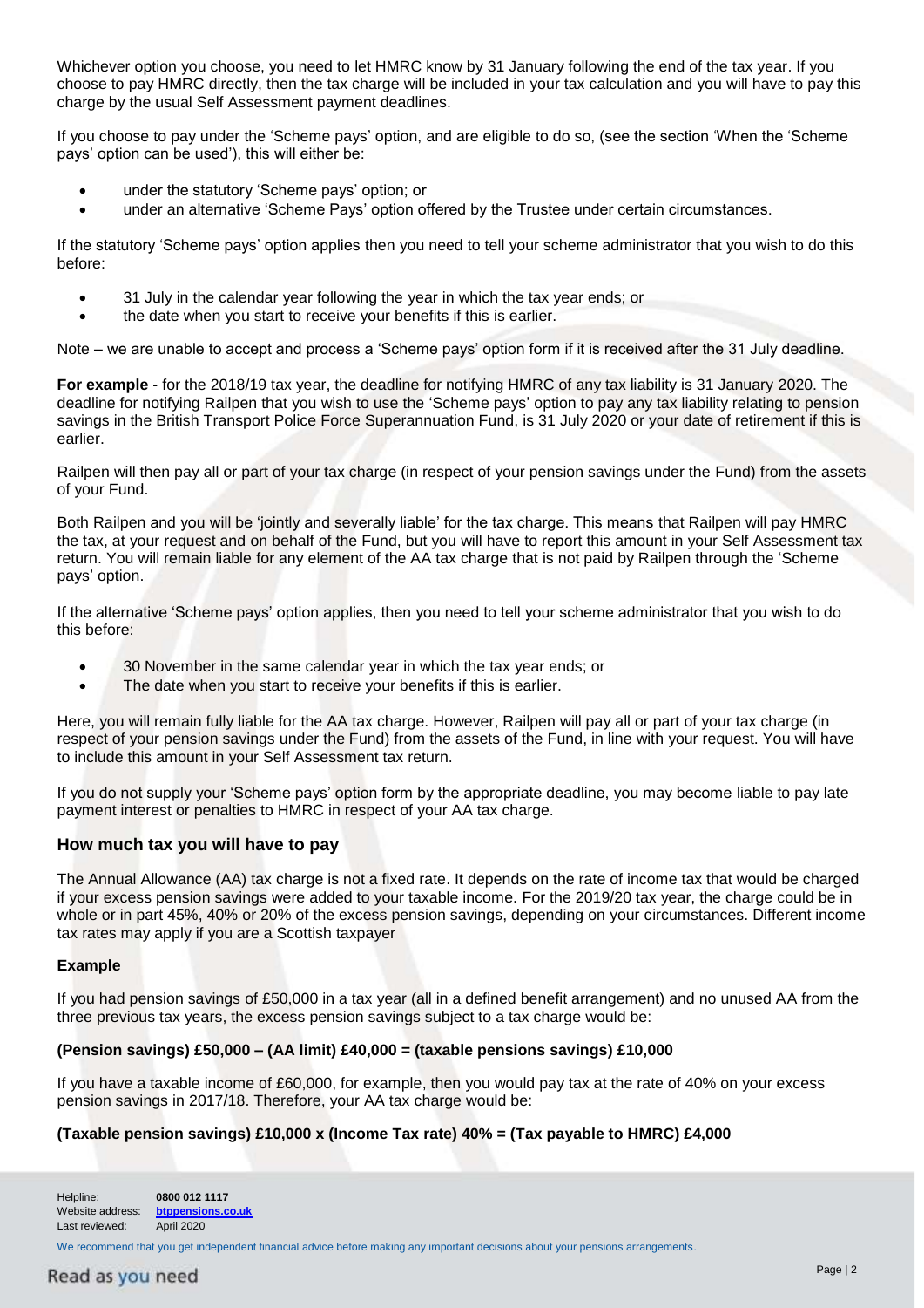Whichever option you choose, you need to let HMRC know by 31 January following the end of the tax year. If you choose to pay HMRC directly, then the tax charge will be included in your tax calculation and you will have to pay this charge by the usual Self Assessment payment deadlines.

If you choose to pay under the 'Scheme pays' option, and are eligible to do so, (see the section 'When the 'Scheme pays' option can be used'), this will either be:

- under the statutory 'Scheme pays' option; or
- under an alternative 'Scheme Pays' option offered by the Trustee under certain circumstances.

If the statutory 'Scheme pays' option applies then you need to tell your scheme administrator that you wish to do this before:

- 31 July in the calendar year following the year in which the tax year ends; or
- the date when you start to receive your benefits if this is earlier.

Note – we are unable to accept and process a 'Scheme pays' option form if it is received after the 31 July deadline.

**For example** - for the 2018/19 tax year, the deadline for notifying HMRC of any tax liability is 31 January 2020. The deadline for notifying Railpen that you wish to use the 'Scheme pays' option to pay any tax liability relating to pension savings in the British Transport Police Force Superannuation Fund, is 31 July 2020 or your date of retirement if this is earlier.

Railpen will then pay all or part of your tax charge (in respect of your pension savings under the Fund) from the assets of your Fund.

Both Railpen and you will be 'jointly and severally liable' for the tax charge. This means that Railpen will pay HMRC the tax, at your request and on behalf of the Fund, but you will have to report this amount in your Self Assessment tax return. You will remain liable for any element of the AA tax charge that is not paid by Railpen through the 'Scheme pays' option.

If the alternative 'Scheme pays' option applies, then you need to tell your scheme administrator that you wish to do this before:

- 30 November in the same calendar year in which the tax year ends; or
- The date when you start to receive your benefits if this is earlier.

Here, you will remain fully liable for the AA tax charge. However, Railpen will pay all or part of your tax charge (in respect of your pension savings under the Fund) from the assets of the Fund, in line with your request. You will have to include this amount in your Self Assessment tax return.

If you do not supply your 'Scheme pays' option form by the appropriate deadline, you may become liable to pay late payment interest or penalties to HMRC in respect of your AA tax charge.

## How much tax you will have to pay

The Annual Allowance (AA) tax charge is not a fixed rate. It depends on the rate of income tax that would be charged if your excess pension savings were added to your taxable income. For the 2019/20 tax year, the charge could be in whole or in part 45%, 40% or 20% of the excess pension savings, depending on your circumstances. Different income tax rates may apply if you are a Scottish taxpayer

### Example

If you had pension savings of £50,000 in a tax year (all in a defined benefit arrangement) and no unused AA from the three previous tax years, the excess pension savings subject to a tax charge would be:

**(Pension savings) £50,000 – (AA limit) £40,000 = (taxable pensions savings) £10,000**

If you have a taxable income of £60,000, for example, then you would pay tax at the rate of 40% on your excess pension savings in 2017/18. Therefore, your AA tax charge would be:

**(Taxable pension savings) £10,000 x (Income Tax rate) 40% = (Tax payable to HMRC) £4,000**

Helpline: **0800 012 1117**
Website address: **btppensions.co.uk**
Last reviewed: April 2020

We recommend that you get independent financial advice before making any important decisions about your pensions arrangements.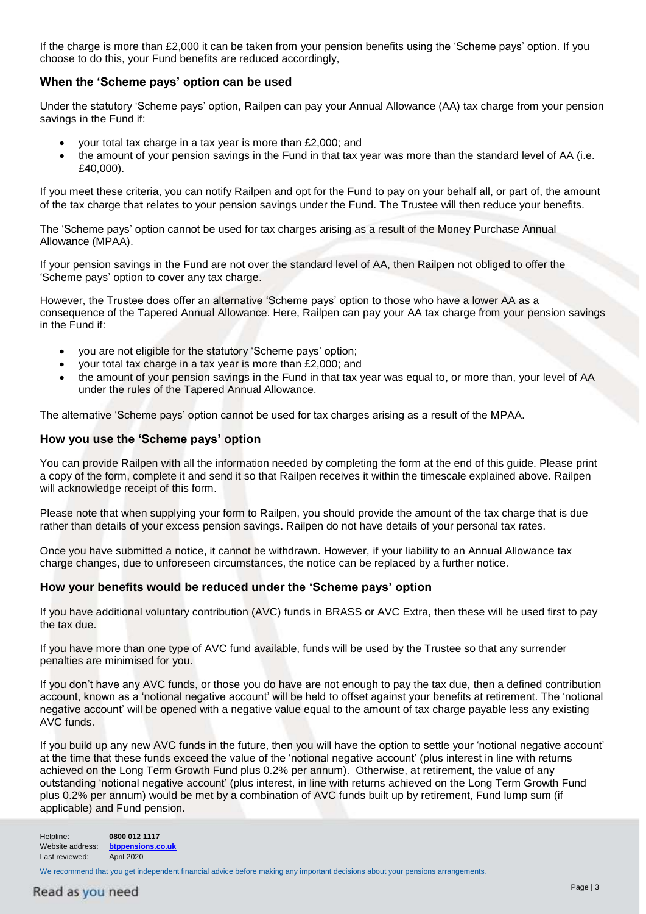If the charge is more than £2,000 it can be taken from your pension benefits using the 'Scheme pays' option. If you choose to do this, your Fund benefits are reduced accordingly,

### When the 'Scheme pays' option can be used

Under the statutory 'Scheme pays' option, Railpen can pay your Annual Allowance (AA) tax charge from your pension savings in the Fund if:

- your total tax charge in a tax year is more than £2,000; and
- the amount of your pension savings in the Fund in that tax year was more than the standard level of AA (i.e. £40,000).

If you meet these criteria, you can notify Railpen and opt for the Fund to pay on your behalf all, or part of, the amount of the tax charge that relates to your pension savings under the Fund. The Trustee will then reduce your benefits.

The 'Scheme pays' option cannot be used for tax charges arising as a result of the Money Purchase Annual Allowance (MPAA).

If your pension savings in the Fund are not over the standard level of AA, then Railpen not obliged to offer the 'Scheme pays' option to cover any tax charge.

However, the Trustee does offer an alternative 'Scheme pays' option to those who have a lower AA as a consequence of the Tapered Annual Allowance. Here, Railpen can pay your AA tax charge from your pension savings in the Fund if:

- you are not eligible for the statutory 'Scheme pays' option;
- your total tax charge in a tax year is more than £2,000; and
- the amount of your pension savings in the Fund in that tax year was equal to, or more than, your level of AA under the rules of the Tapered Annual Allowance.

The alternative 'Scheme pays' option cannot be used for tax charges arising as a result of the MPAA.

### How you use the 'Scheme pays' option

You can provide Railpen with all the information needed by completing the form at the end of this guide. Please print a copy of the form, complete it and send it so that Railpen receives it within the timescale explained above. Railpen will acknowledge receipt of this form.

Please note that when supplying your form to Railpen, you should provide the amount of the tax charge that is due rather than details of your excess pension savings. Railpen do not have details of your personal tax rates.

Once you have submitted a notice, it cannot be withdrawn. However, if your liability to an Annual Allowance tax charge changes, due to unforeseen circumstances, the notice can be replaced by a further notice.

### How your benefits would be reduced under the 'Scheme pays' option

If you have additional voluntary contribution (AVC) funds in BRASS or AVC Extra, then these will be used first to pay the tax due.

If you have more than one type of AVC fund available, funds will be used by the Trustee so that any surrender penalties are minimised for you.

If you don't have any AVC funds, or those you do have are not enough to pay the tax due, then a defined contribution account, known as a 'notional negative account' will be held to offset against your benefits at retirement. The 'notional negative account' will be opened with a negative value equal to the amount of tax charge payable less any existing AVC funds.

If you build up any new AVC funds in the future, then you will have the option to settle your 'notional negative account' at the time that these funds exceed the value of the 'notional negative account' (plus interest in line with returns achieved on the Long Term Growth Fund plus 0.2% per annum). Otherwise, at retirement, the value of any outstanding 'notional negative account' (plus interest, in line with returns achieved on the Long Term Growth Fund plus 0.2% per annum) would be met by a combination of AVC funds built up by retirement, Fund lump sum (if applicable) and Fund pension.

Helpline: **0800 012 1117**
Website address: **btppensions.co.uk**
Last reviewed: April 2020

We recommend that you get independent financial advice before making any important decisions about your pensions arrangements.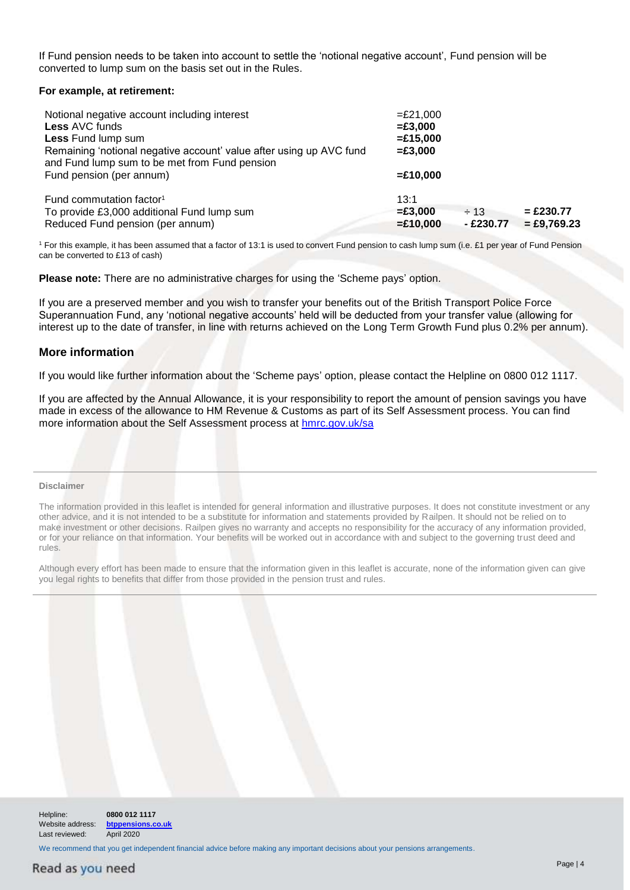If Fund pension needs to be taken into account to settle the 'notional negative account', Fund pension will be converted to lump sum on the basis set out in the Rules.

**For example, at retirement:**

| | | | |
|---|---|---|---|
| Notional negative account including interest | =£21,000 | | |
| **Less** AVC funds | **=£3,000** | | |
| **Less** Fund lump sum | **=£15,000** | | |
| Remaining 'notional negative account' value after using up AVC fund and Fund lump sum to be met from Fund pension | **=£3,000** | | |
| Fund pension (per annum) | **=£10,000** | | |
| Fund commutation factor[1] | 13:1 | | |
| To provide £3,000 additional Fund lump sum | **=£3,000** | ÷ 13 | **= £230.77** |
| Reduced Fund pension (per annum) | **=£10,000** | **- £230.77** | **= £9,769.23** |

[1] For this example, it has been assumed that a factor of 13:1 is used to convert Fund pension to cash lump sum (i.e. £1 per year of Fund Pension can be converted to £13 of cash)

**Please note:** There are no administrative charges for using the 'Scheme pays' option.

If you are a preserved member and you wish to transfer your benefits out of the British Transport Police Force Superannuation Fund, any 'notional negative accounts' held will be deducted from your transfer value (allowing for interest up to the date of transfer, in line with returns achieved on the Long Term Growth Fund plus 0.2% per annum).

## More information

If you would like further information about the 'Scheme pays' option, please contact the Helpline on 0800 012 1117.

If you are affected by the Annual Allowance, it is your responsibility to report the amount of pension savings you have made in excess of the allowance to HM Revenue & Customs as part of its Self Assessment process. You can find more information about the Self Assessment process at [hmrc.gov.uk/sa](hmrc.gov.uk/sa)

---

**Disclaimer**

The information provided in this leaflet is intended for general information and illustrative purposes. It does not constitute investment or any other advice, and it is not intended to be a substitute for information and statements provided by Railpen. It should not be relied on to make investment or other decisions. Railpen gives no warranty and accepts no responsibility for the accuracy of any information provided, or for your reliance on that information. Your benefits will be worked out in accordance with and subject to the governing trust deed and rules.

Although every effort has been made to ensure that the information given in this leaflet is accurate, none of the information given can give you legal rights to benefits that differ from those provided in the pension trust and rules.

---

Helpline: **0800 012 1117**
Website address: **[btppensions.co.uk](btppensions.co.uk)**
Last reviewed: April 2020

We recommend that you get independent financial advice before making any important decisions about your pensions arrangements.

Read as you need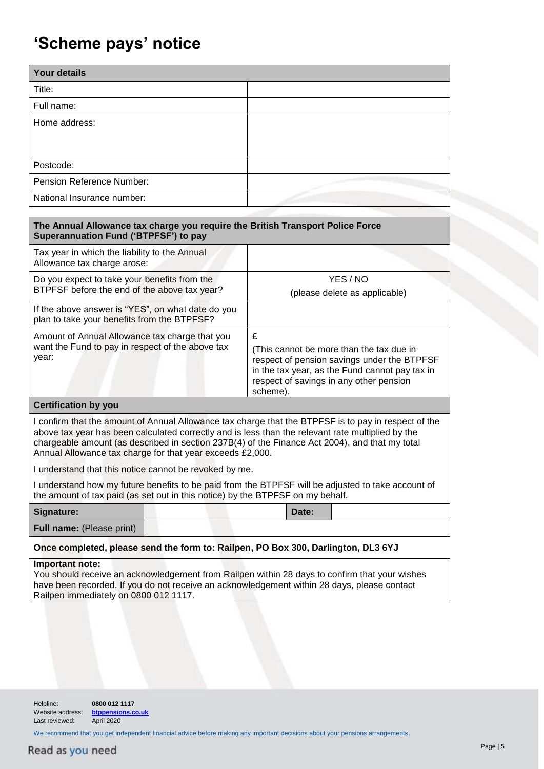# 'Scheme pays' notice

| Your details | |
|---|---|
| Title: | |
| Full name: | |
| Home address: | |
| Postcode: | |
| Pension Reference Number: | |
| National Insurance number: | |

| The Annual Allowance tax charge you require the British Transport Police Force Superannuation Fund ('BTPFSF') to pay | |
|---|---|
| Tax year in which the liability to the Annual Allowance tax charge arose: | |
| Do you expect to take your benefits from the BTPFSF before the end of the above tax year? | YES / NO (please delete as applicable) |
| If the above answer is "YES", on what date do you plan to take your benefits from the BTPFSF? | |
| Amount of Annual Allowance tax charge that you want the Fund to pay in respect of the above tax year: | £ (This cannot be more than the tax due in respect of pension savings under the BTPFSF in the tax year, as the Fund cannot pay tax in respect of savings in any other pension scheme). |

**Certification by you**

I confirm that the amount of Annual Allowance tax charge that the BTPFSF is to pay in respect of the above tax year has been calculated correctly and is less than the relevant rate multiplied by the chargeable amount (as described in section 237B(4) of the Finance Act 2004), and that my total Annual Allowance tax charge for that year exceeds £2,000.

I understand that this notice cannot be revoked by me.

I understand how my future benefits to be paid from the BTPFSF will be adjusted to take account of the amount of tax paid (as set out in this notice) by the BTPFSF on my behalf.

| | | | |
|---|---|---|---|
| **Signature:** | | **Date:** | |
| **Full name:** (Please print) | | | |

**Once completed, please send the form to: Railpen, PO Box 300, Darlington, DL3 6YJ**

**Important note:**
You should receive an acknowledgement from Railpen within 28 days to confirm that your wishes have been recorded. If you do not receive an acknowledgement within 28 days, please contact Railpen immediately on 0800 012 1117.

Helpline: **0800 012 1117**
Website address: **btppensions.co.uk**
Last reviewed: April 2020

We recommend that you get independent financial advice before making any important decisions about your pensions arrangements.